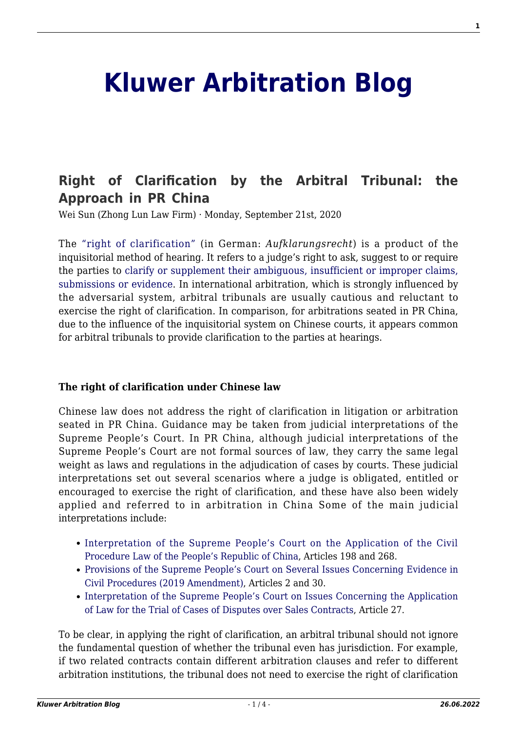# Kluwer Arbitration Blog

## Right of Clarification by the Arbitral Tribunal: the Approach in PR China

Wei Sun (Zhong Lun Law Firm) · Monday, September 21st, 2020

The "right of clarification" (in German: *Aufklarungsrecht*) is a product of the inquisitorial method of hearing. It refers to a judge's right to ask, suggest to or require the parties to clarify or supplement their ambiguous, insufficient or improper claims, submissions or evidence. In international arbitration, which is strongly influenced by the adversarial system, arbitral tribunals are usually cautious and reluctant to exercise the right of clarification. In comparison, for arbitrations seated in PR China, due to the influence of the inquisitorial system on Chinese courts, it appears common for arbitral tribunals to provide clarification to the parties at hearings.

**The right of clarification under Chinese law**

Chinese law does not address the right of clarification in litigation or arbitration seated in PR China. Guidance may be taken from judicial interpretations of the Supreme People's Court. In PR China, although judicial interpretations of the Supreme People's Court are not formal sources of law, they carry the same legal weight as laws and regulations in the adjudication of cases by courts. These judicial interpretations set out several scenarios where a judge is obligated, entitled or encouraged to exercise the right of clarification, and these have also been widely applied and referred to in arbitration in China Some of the main judicial interpretations include:

- Interpretation of the Supreme People's Court on the Application of the Civil Procedure Law of the People's Republic of China, Articles 198 and 268.
- Provisions of the Supreme People's Court on Several Issues Concerning Evidence in Civil Procedures (2019 Amendment), Articles 2 and 30.
- Interpretation of the Supreme People's Court on Issues Concerning the Application of Law for the Trial of Cases of Disputes over Sales Contracts, Article 27.

To be clear, in applying the right of clarification, an arbitral tribunal should not ignore the fundamental question of whether the tribunal even has jurisdiction. For example, if two related contracts contain different arbitration clauses and refer to different arbitration institutions, the tribunal does not need to exercise the right of clarification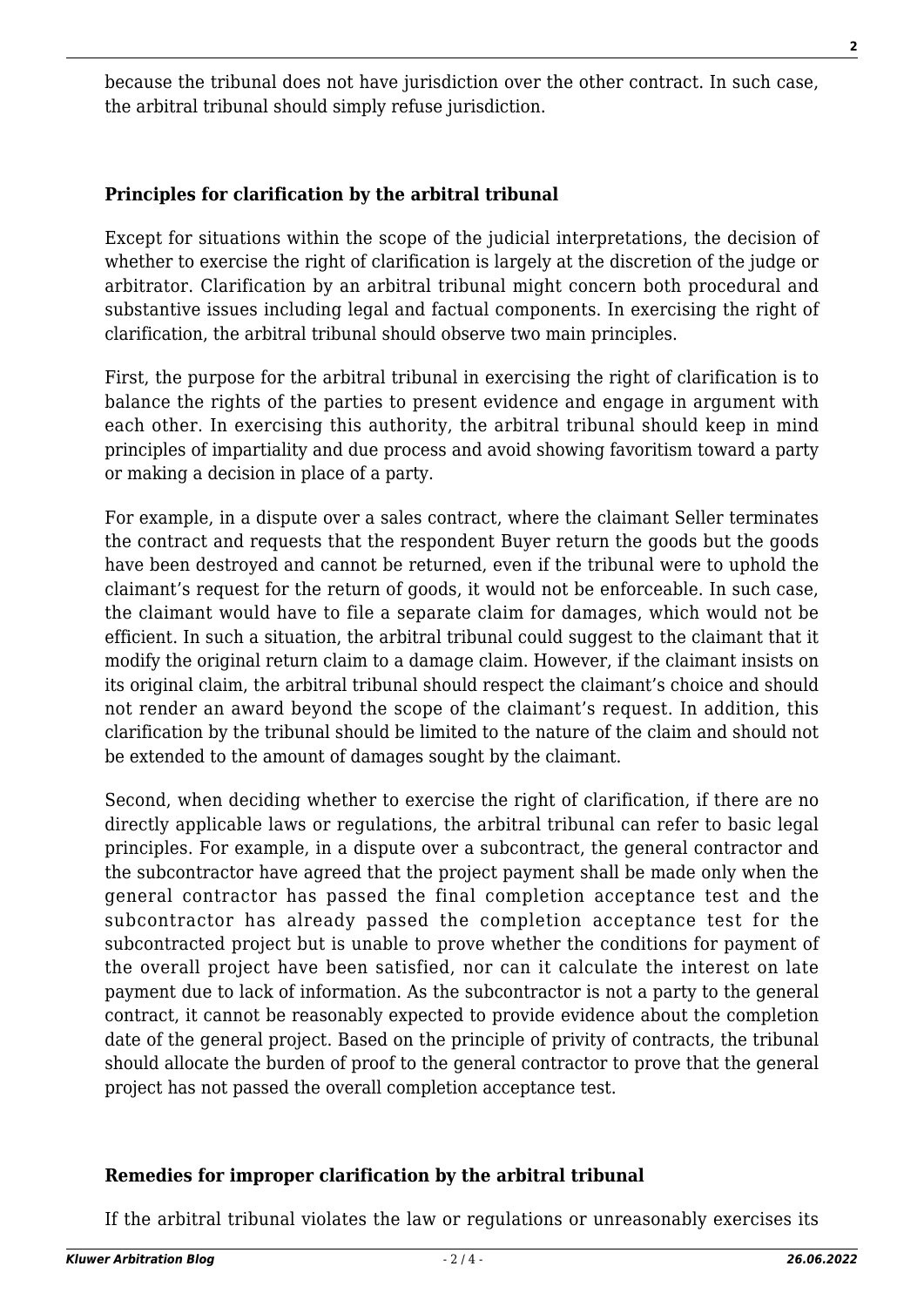because the tribunal does not have jurisdiction over the other contract. In such case, the arbitral tribunal should simply refuse jurisdiction.

### Principles for clarification by the arbitral tribunal

Except for situations within the scope of the judicial interpretations, the decision of whether to exercise the right of clarification is largely at the discretion of the judge or arbitrator. Clarification by an arbitral tribunal might concern both procedural and substantive issues including legal and factual components. In exercising the right of clarification, the arbitral tribunal should observe two main principles.

First, the purpose for the arbitral tribunal in exercising the right of clarification is to balance the rights of the parties to present evidence and engage in argument with each other. In exercising this authority, the arbitral tribunal should keep in mind principles of impartiality and due process and avoid showing favoritism toward a party or making a decision in place of a party.

For example, in a dispute over a sales contract, where the claimant Seller terminates the contract and requests that the respondent Buyer return the goods but the goods have been destroyed and cannot be returned, even if the tribunal were to uphold the claimant's request for the return of goods, it would not be enforceable. In such case, the claimant would have to file a separate claim for damages, which would not be efficient. In such a situation, the arbitral tribunal could suggest to the claimant that it modify the original return claim to a damage claim. However, if the claimant insists on its original claim, the arbitral tribunal should respect the claimant's choice and should not render an award beyond the scope of the claimant's request. In addition, this clarification by the tribunal should be limited to the nature of the claim and should not be extended to the amount of damages sought by the claimant.

Second, when deciding whether to exercise the right of clarification, if there are no directly applicable laws or regulations, the arbitral tribunal can refer to basic legal principles. For example, in a dispute over a subcontract, the general contractor and the subcontractor have agreed that the project payment shall be made only when the general contractor has passed the final completion acceptance test and the subcontractor has already passed the completion acceptance test for the subcontracted project but is unable to prove whether the conditions for payment of the overall project have been satisfied, nor can it calculate the interest on late payment due to lack of information. As the subcontractor is not a party to the general contract, it cannot be reasonably expected to provide evidence about the completion date of the general project. Based on the principle of privity of contracts, the tribunal should allocate the burden of proof to the general contractor to prove that the general project has not passed the overall completion acceptance test.

### Remedies for improper clarification by the arbitral tribunal

If the arbitral tribunal violates the law or regulations or unreasonably exercises its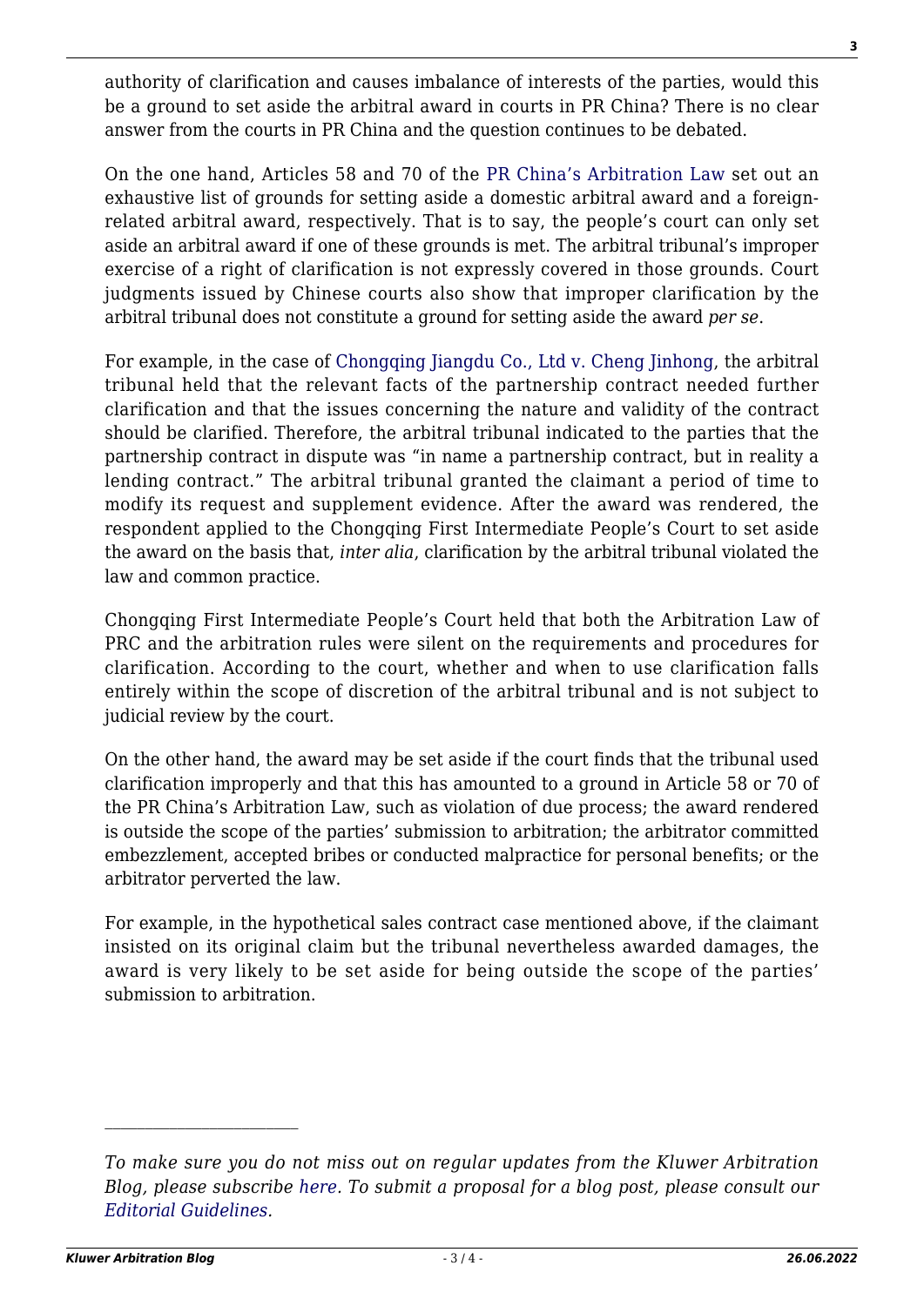authority of clarification and causes imbalance of interests of the parties, would this be a ground to set aside the arbitral award in courts in PR China? There is no clear answer from the courts in PR China and the question continues to be debated.

On the one hand, Articles 58 and 70 of the PR China's Arbitration Law set out an exhaustive list of grounds for setting aside a domestic arbitral award and a foreign-related arbitral award, respectively. That is to say, the people's court can only set aside an arbitral award if one of these grounds is met. The arbitral tribunal's improper exercise of a right of clarification is not expressly covered in those grounds. Court judgments issued by Chinese courts also show that improper clarification by the arbitral tribunal does not constitute a ground for setting aside the award *per se*.

For example, in the case of Chongqing Jiangdu Co., Ltd v. Cheng Jinhong, the arbitral tribunal held that the relevant facts of the partnership contract needed further clarification and that the issues concerning the nature and validity of the contract should be clarified. Therefore, the arbitral tribunal indicated to the parties that the partnership contract in dispute was "in name a partnership contract, but in reality a lending contract." The arbitral tribunal granted the claimant a period of time to modify its request and supplement evidence. After the award was rendered, the respondent applied to the Chongqing First Intermediate People's Court to set aside the award on the basis that, *inter alia*, clarification by the arbitral tribunal violated the law and common practice.

Chongqing First Intermediate People's Court held that both the Arbitration Law of PRC and the arbitration rules were silent on the requirements and procedures for clarification. According to the court, whether and when to use clarification falls entirely within the scope of discretion of the arbitral tribunal and is not subject to judicial review by the court.

On the other hand, the award may be set aside if the court finds that the tribunal used clarification improperly and that this has amounted to a ground in Article 58 or 70 of the PR China's Arbitration Law, such as violation of due process; the award rendered is outside the scope of the parties' submission to arbitration; the arbitrator committed embezzlement, accepted bribes or conducted malpractice for personal benefits; or the arbitrator perverted the law.

For example, in the hypothetical sales contract case mentioned above, if the claimant insisted on its original claim but the tribunal nevertheless awarded damages, the award is very likely to be set aside for being outside the scope of the parties' submission to arbitration.

---

*To make sure you do not miss out on regular updates from the Kluwer Arbitration Blog, please subscribe here. To submit a proposal for a blog post, please consult our Editorial Guidelines.*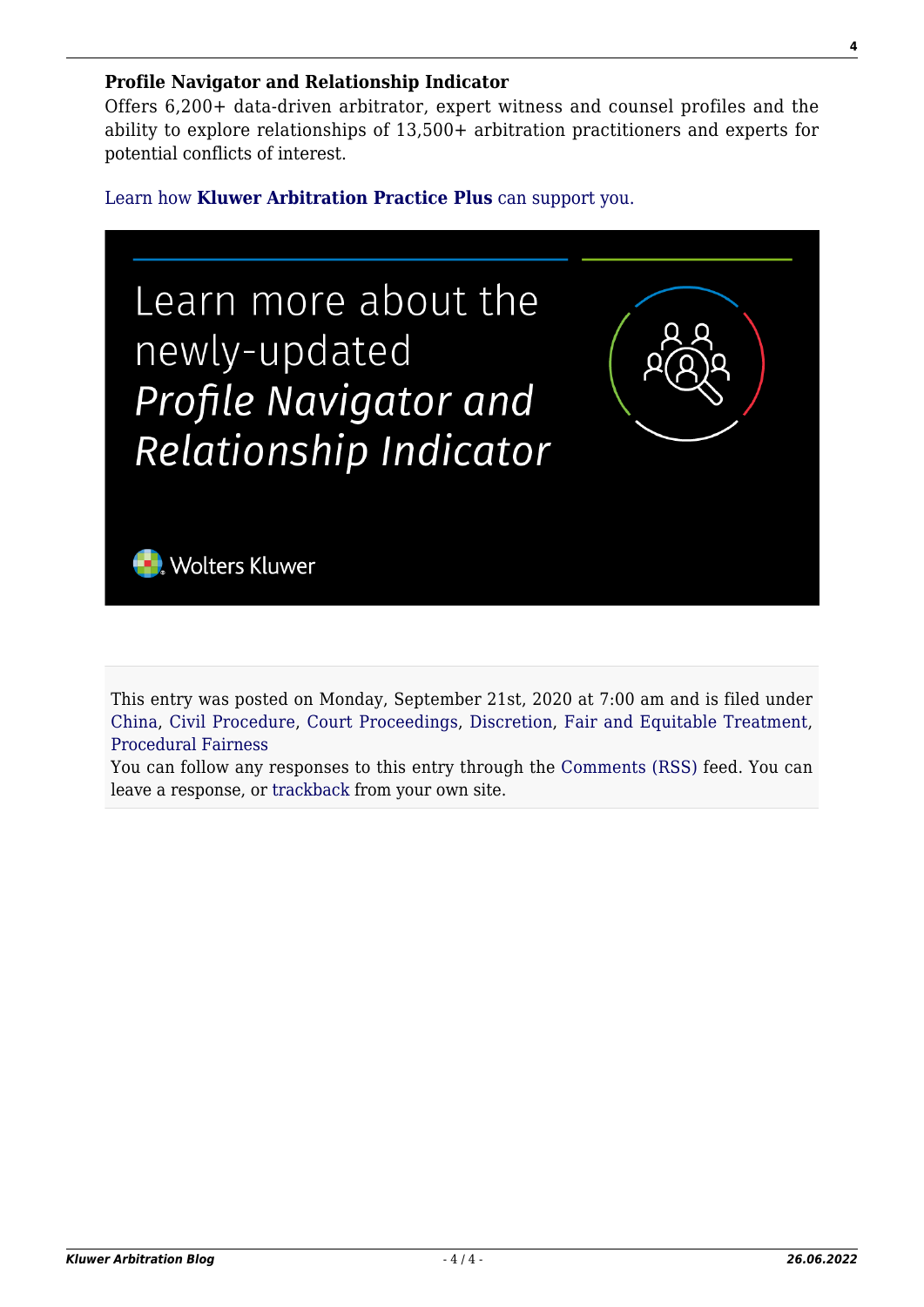**Profile Navigator and Relationship Indicator**

Offers 6,200+ data-driven arbitrator, expert witness and counsel profiles and the ability to explore relationships of 13,500+ arbitration practitioners and experts for potential conflicts of interest.

Learn how **Kluwer Arbitration Practice Plus** can support you.

Learn more about the newly-updated *Profile Navigator and Relationship Indicator*

Wolters Kluwer

This entry was posted on Monday, September 21st, 2020 at 7:00 am and is filed under China, Civil Procedure, Court Proceedings, Discretion, Fair and Equitable Treatment, Procedural Fairness

You can follow any responses to this entry through the Comments (RSS) feed. You can leave a response, or trackback from your own site.